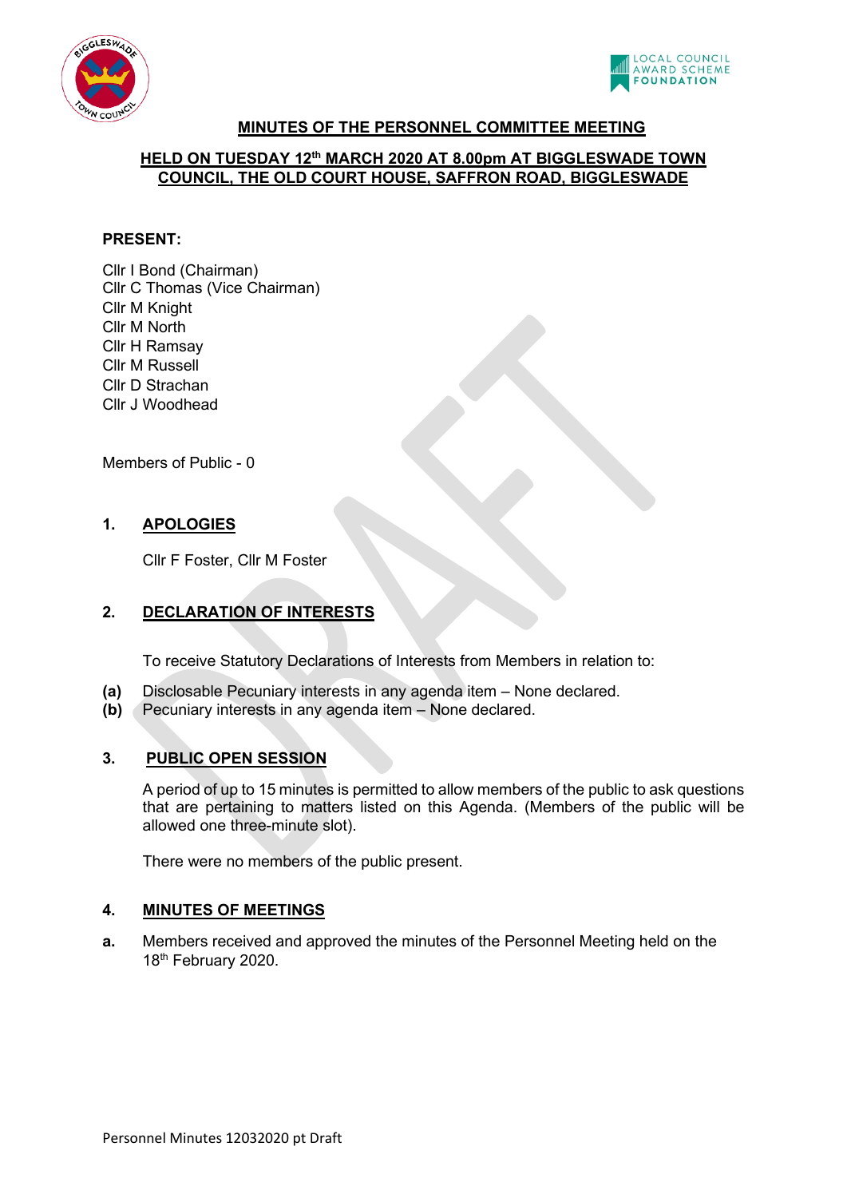## MINUTES OF THE PERSONNEL COMMITTEE MEETING

## HELD ON TUESDAY 12th MARCH 2020 AT 8.00pm AT BIGGLESWADE TOWN COUNCIL, THE OLD COURT HOUSE, SAFFRON ROAD, BIGGLESWADE

**PRESENT:**

Cllr I Bond (Chairman)
Cllr C Thomas (Vice Chairman)
Cllr M Knight
Cllr M North
Cllr H Ramsay
Cllr M Russell
Cllr D Strachan
Cllr J Woodhead

Members of Public - 0

### 1. APOLOGIES

Cllr F Foster, Cllr M Foster

### 2. DECLARATION OF INTERESTS

To receive Statutory Declarations of Interests from Members in relation to:

**(a)** Disclosable Pecuniary interests in any agenda item – None declared.
**(b)** Pecuniary interests in any agenda item – None declared.

### 3. PUBLIC OPEN SESSION

A period of up to 15 minutes is permitted to allow members of the public to ask questions that are pertaining to matters listed on this Agenda. (Members of the public will be allowed one three-minute slot).

There were no members of the public present.

### 4. MINUTES OF MEETINGS

**a.** Members received and approved the minutes of the Personnel Meeting held on the 18th February 2020.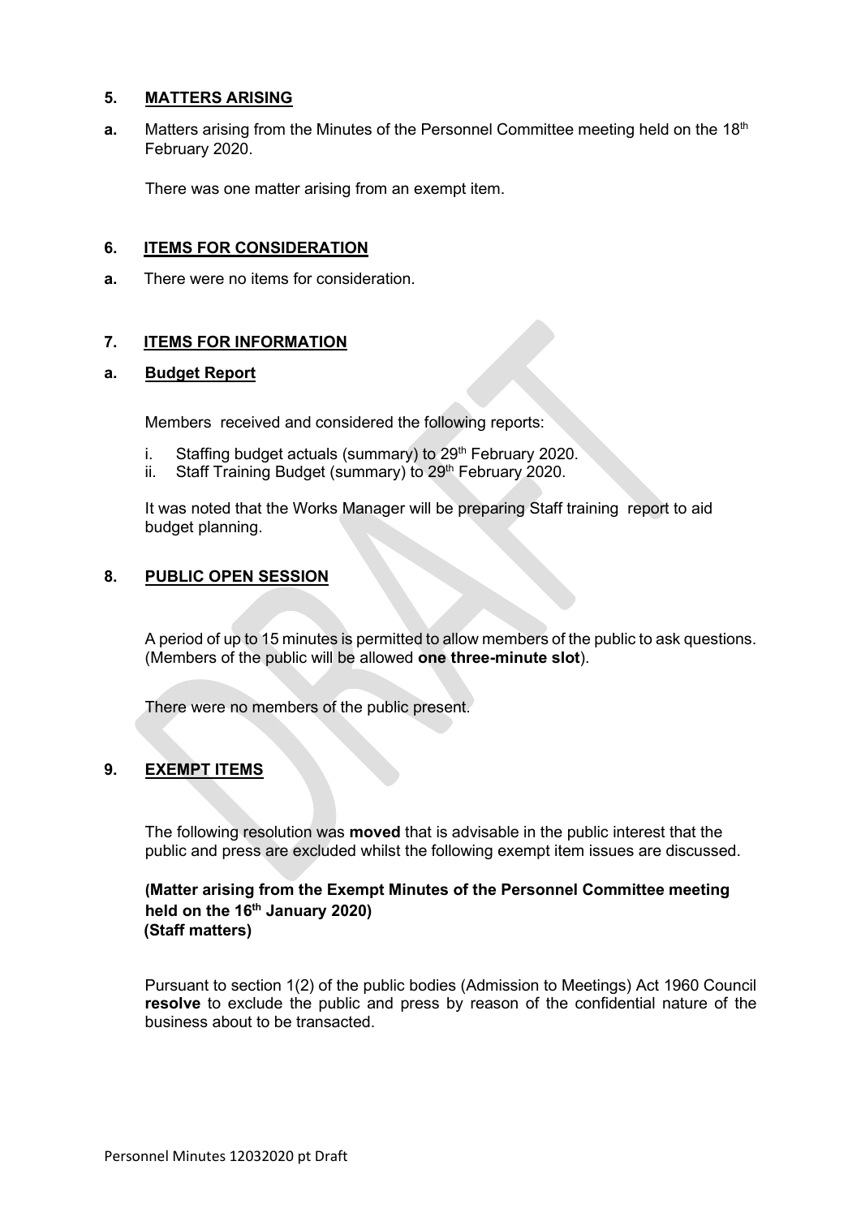## 5. MATTERS ARISING

**a.** Matters arising from the Minutes of the Personnel Committee meeting held on the 18th February 2020.

There was one matter arising from an exempt item.

## 6. ITEMS FOR CONSIDERATION

**a.** There were no items for consideration.

## 7. ITEMS FOR INFORMATION

### a. Budget Report

Members received and considered the following reports:

i. Staffing budget actuals (summary) to 29th February 2020.
ii. Staff Training Budget (summary) to 29th February 2020.

It was noted that the Works Manager will be preparing Staff training report to aid budget planning.

## 8. PUBLIC OPEN SESSION

A period of up to 15 minutes is permitted to allow members of the public to ask questions. (Members of the public will be allowed **one three-minute slot**).

There were no members of the public present.

## 9. EXEMPT ITEMS

The following resolution was **moved** that is advisable in the public interest that the public and press are excluded whilst the following exempt item issues are discussed.

**(Matter arising from the Exempt Minutes of the Personnel Committee meeting held on the 16th January 2020)**
**(Staff matters)**

Pursuant to section 1(2) of the public bodies (Admission to Meetings) Act 1960 Council **resolve** to exclude the public and press by reason of the confidential nature of the business about to be transacted.